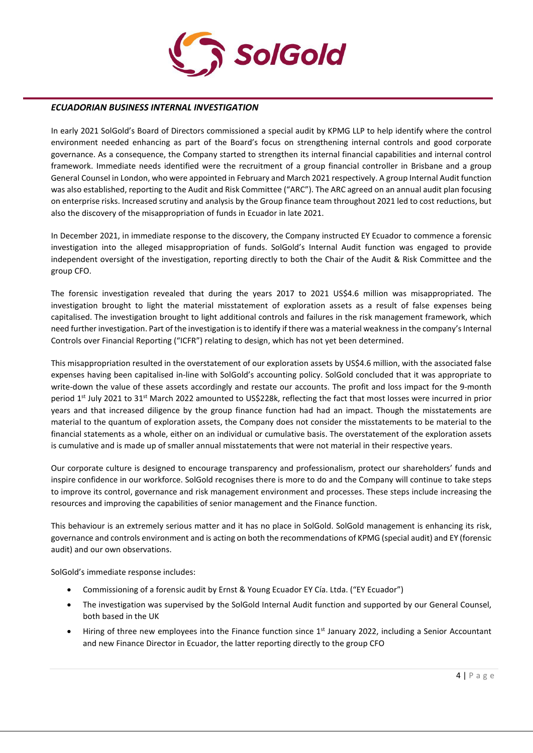***ECUADORIAN BUSINESS INTERNAL INVESTIGATION***

In early 2021 SolGold's Board of Directors commissioned a special audit by KPMG LLP to help identify where the control environment needed enhancing as part of the Board's focus on strengthening internal controls and good corporate governance. As a consequence, the Company started to strengthen its internal financial capabilities and internal control framework. Immediate needs identified were the recruitment of a group financial controller in Brisbane and a group General Counsel in London, who were appointed in February and March 2021 respectively. A group Internal Audit function was also established, reporting to the Audit and Risk Committee ("ARC"). The ARC agreed on an annual audit plan focusing on enterprise risks. Increased scrutiny and analysis by the Group finance team throughout 2021 led to cost reductions, but also the discovery of the misappropriation of funds in Ecuador in late 2021.

In December 2021, in immediate response to the discovery, the Company instructed EY Ecuador to commence a forensic investigation into the alleged misappropriation of funds. SolGold's Internal Audit function was engaged to provide independent oversight of the investigation, reporting directly to both the Chair of the Audit & Risk Committee and the group CFO.

The forensic investigation revealed that during the years 2017 to 2021 US$4.6 million was misappropriated. The investigation brought to light the material misstatement of exploration assets as a result of false expenses being capitalised. The investigation brought to light additional controls and failures in the risk management framework, which need further investigation. Part of the investigation is to identify if there was a material weakness in the company's Internal Controls over Financial Reporting ("ICFR") relating to design, which has not yet been determined.

This misappropriation resulted in the overstatement of our exploration assets by US$4.6 million, with the associated false expenses having been capitalised in-line with SolGold's accounting policy. SolGold concluded that it was appropriate to write-down the value of these assets accordingly and restate our accounts. The profit and loss impact for the 9-month period 1st July 2021 to 31st March 2022 amounted to US$228k, reflecting the fact that most losses were incurred in prior years and that increased diligence by the group finance function had had an impact. Though the misstatements are material to the quantum of exploration assets, the Company does not consider the misstatements to be material to the financial statements as a whole, either on an individual or cumulative basis. The overstatement of the exploration assets is cumulative and is made up of smaller annual misstatements that were not material in their respective years.

Our corporate culture is designed to encourage transparency and professionalism, protect our shareholders' funds and inspire confidence in our workforce. SolGold recognises there is more to do and the Company will continue to take steps to improve its control, governance and risk management environment and processes. These steps include increasing the resources and improving the capabilities of senior management and the Finance function.

This behaviour is an extremely serious matter and it has no place in SolGold. SolGold management is enhancing its risk, governance and controls environment and is acting on both the recommendations of KPMG (special audit) and EY (forensic audit) and our own observations.

SolGold's immediate response includes:

- Commissioning of a forensic audit by Ernst & Young Ecuador EY Cía. Ltda. ("EY Ecuador")
- The investigation was supervised by the SolGold Internal Audit function and supported by our General Counsel, both based in the UK
- Hiring of three new employees into the Finance function since 1st January 2022, including a Senior Accountant and new Finance Director in Ecuador, the latter reporting directly to the group CFO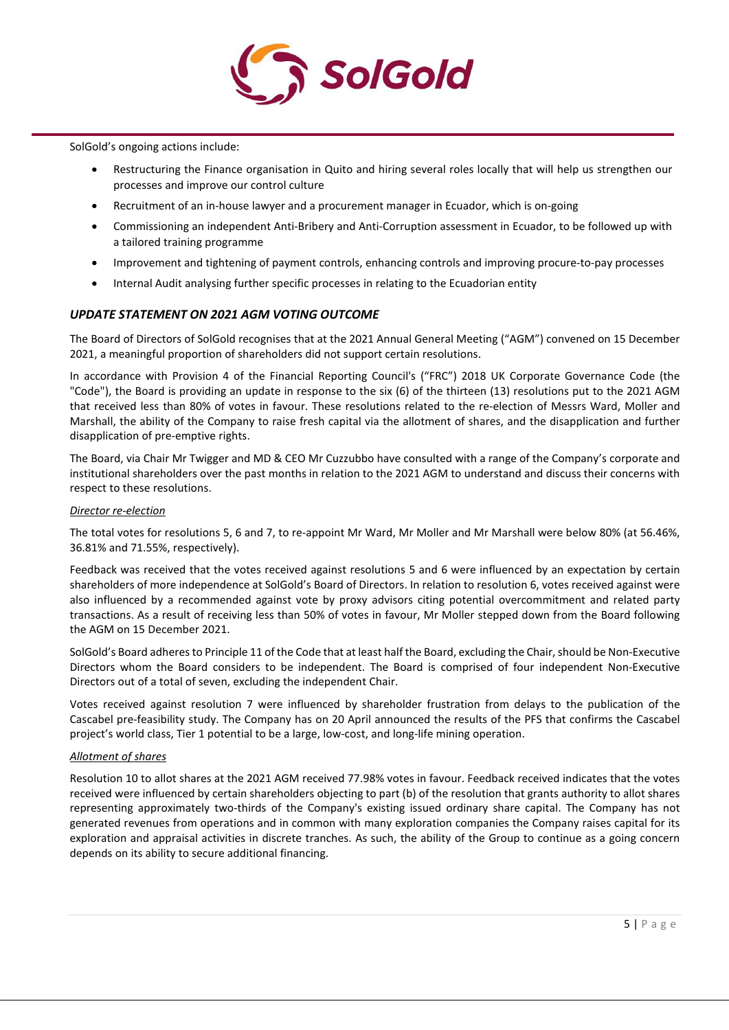SolGold's ongoing actions include:

- Restructuring the Finance organisation in Quito and hiring several roles locally that will help us strengthen our processes and improve our control culture
- Recruitment of an in-house lawyer and a procurement manager in Ecuador, which is on-going
- Commissioning an independent Anti-Bribery and Anti-Corruption assessment in Ecuador, to be followed up with a tailored training programme
- Improvement and tightening of payment controls, enhancing controls and improving procure-to-pay processes
- Internal Audit analysing further specific processes in relating to the Ecuadorian entity

### *UPDATE STATEMENT ON 2021 AGM VOTING OUTCOME*

The Board of Directors of SolGold recognises that at the 2021 Annual General Meeting ("AGM") convened on 15 December 2021, a meaningful proportion of shareholders did not support certain resolutions.

In accordance with Provision 4 of the Financial Reporting Council's ("FRC") 2018 UK Corporate Governance Code (the "Code"), the Board is providing an update in response to the six (6) of the thirteen (13) resolutions put to the 2021 AGM that received less than 80% of votes in favour. These resolutions related to the re-election of Messrs Ward, Moller and Marshall, the ability of the Company to raise fresh capital via the allotment of shares, and the disapplication and further disapplication of pre-emptive rights.

The Board, via Chair Mr Twigger and MD & CEO Mr Cuzzubbo have consulted with a range of the Company's corporate and institutional shareholders over the past months in relation to the 2021 AGM to understand and discuss their concerns with respect to these resolutions.

*Director re-election*

The total votes for resolutions 5, 6 and 7, to re-appoint Mr Ward, Mr Moller and Mr Marshall were below 80% (at 56.46%, 36.81% and 71.55%, respectively).

Feedback was received that the votes received against resolutions 5 and 6 were influenced by an expectation by certain shareholders of more independence at SolGold's Board of Directors. In relation to resolution 6, votes received against were also influenced by a recommended against vote by proxy advisors citing potential overcommitment and related party transactions. As a result of receiving less than 50% of votes in favour, Mr Moller stepped down from the Board following the AGM on 15 December 2021.

SolGold's Board adheres to Principle 11 of the Code that at least half the Board, excluding the Chair, should be Non-Executive Directors whom the Board considers to be independent. The Board is comprised of four independent Non-Executive Directors out of a total of seven, excluding the independent Chair.

Votes received against resolution 7 were influenced by shareholder frustration from delays to the publication of the Cascabel pre-feasibility study. The Company has on 20 April announced the results of the PFS that confirms the Cascabel project's world class, Tier 1 potential to be a large, low-cost, and long-life mining operation.

*Allotment of shares*

Resolution 10 to allot shares at the 2021 AGM received 77.98% votes in favour. Feedback received indicates that the votes received were influenced by certain shareholders objecting to part (b) of the resolution that grants authority to allot shares representing approximately two-thirds of the Company's existing issued ordinary share capital. The Company has not generated revenues from operations and in common with many exploration companies the Company raises capital for its exploration and appraisal activities in discrete tranches. As such, the ability of the Group to continue as a going concern depends on its ability to secure additional financing.